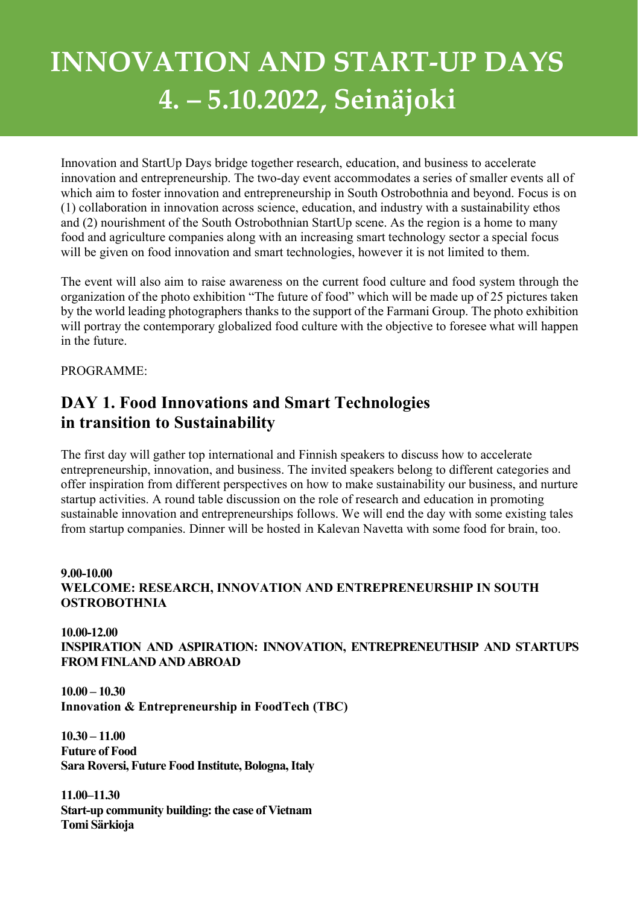# INNOVATION AND START-UP DAYS
# 4. – 5.10.2022, Seinäjoki

Innovation and StartUp Days bridge together research, education, and business to accelerate innovation and entrepreneurship. The two-day event accommodates a series of smaller events all of which aim to foster innovation and entrepreneurship in South Ostrobothnia and beyond. Focus is on (1) collaboration in innovation across science, education, and industry with a sustainability ethos and (2) nourishment of the South Ostrobothnian StartUp scene. As the region is a home to many food and agriculture companies along with an increasing smart technology sector a special focus will be given on food innovation and smart technologies, however it is not limited to them.

The event will also aim to raise awareness on the current food culture and food system through the organization of the photo exhibition "The future of food" which will be made up of 25 pictures taken by the world leading photographers thanks to the support of the Farmani Group. The photo exhibition will portray the contemporary globalized food culture with the objective to foresee what will happen in the future.

PROGRAMME:

## DAY 1. Food Innovations and Smart Technologies in transition to Sustainability

The first day will gather top international and Finnish speakers to discuss how to accelerate entrepreneurship, innovation, and business. The invited speakers belong to different categories and offer inspiration from different perspectives on how to make sustainability our business, and nurture startup activities. A round table discussion on the role of research and education in promoting sustainable innovation and entrepreneurships follows. We will end the day with some existing tales from startup companies. Dinner will be hosted in Kalevan Navetta with some food for brain, too.

**9.00-10.00**
**WELCOME: RESEARCH, INNOVATION AND ENTREPRENEURSHIP IN SOUTH OSTROBOTHNIA**

**10.00-12.00**
**INSPIRATION AND ASPIRATION: INNOVATION, ENTREPRENEUTHSIP AND STARTUPS FROM FINLAND AND ABROAD**

**10.00 – 10.30**
**Innovation & Entrepreneurship in FoodTech (TBC)**

**10.30 – 11.00**
**Future of Food**
**Sara Roversi, Future Food Institute, Bologna, Italy**

**11.00–11.30**
**Start-up community building: the case of Vietnam**
**Tomi Särkioja**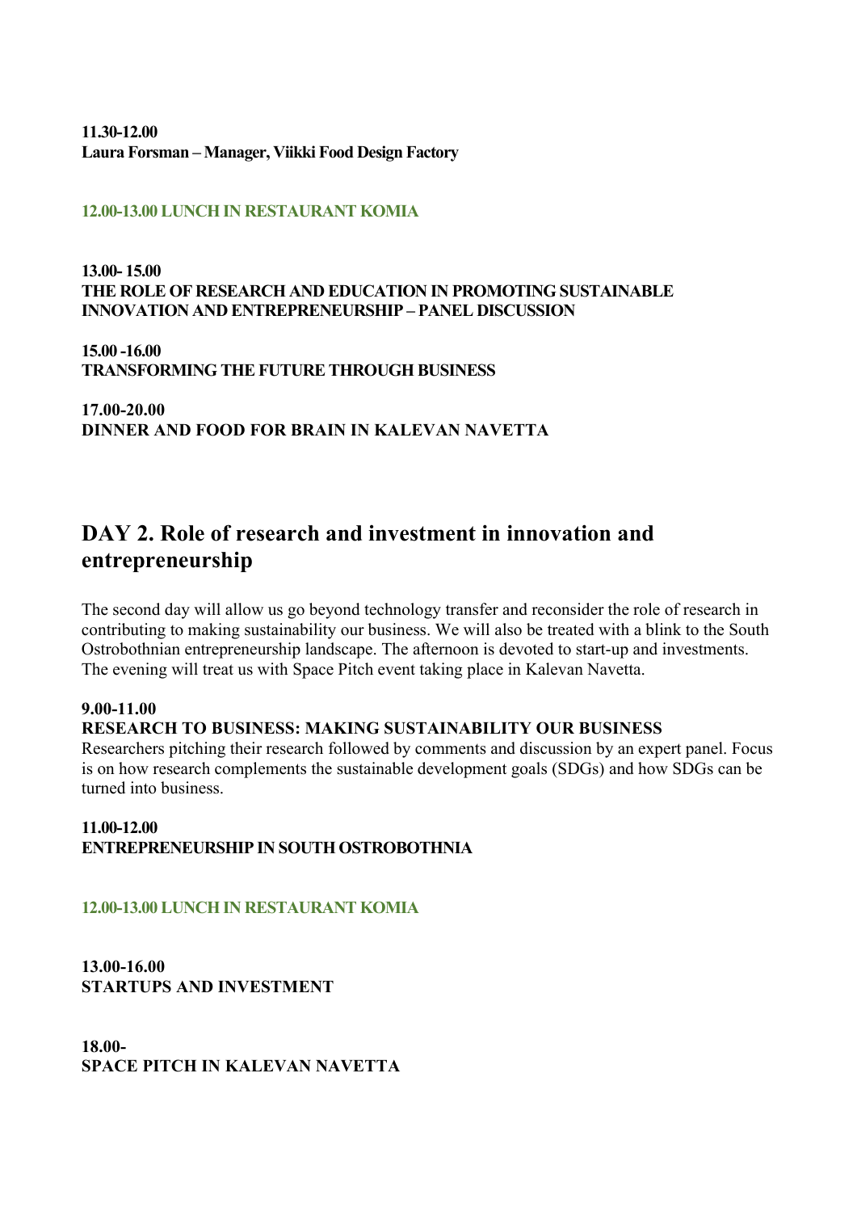**11.30-12.00**
**Laura Forsman – Manager, Viikki Food Design Factory**

**12.00-13.00 LUNCH IN RESTAURANT KOMIA**

**13.00- 15.00**
**THE ROLE OF RESEARCH AND EDUCATION IN PROMOTING SUSTAINABLE INNOVATION AND ENTREPRENEURSHIP – PANEL DISCUSSION**

**15.00 -16.00**
**TRANSFORMING THE FUTURE THROUGH BUSINESS**

**17.00-20.00**
**DINNER AND FOOD FOR BRAIN IN KALEVAN NAVETTA**

## DAY 2. Role of research and investment in innovation and entrepreneurship

The second day will allow us go beyond technology transfer and reconsider the role of research in contributing to making sustainability our business. We will also be treated with a blink to the South Ostrobothnian entrepreneurship landscape. The afternoon is devoted to start-up and investments. The evening will treat us with Space Pitch event taking place in Kalevan Navetta.

**9.00-11.00**
**RESEARCH TO BUSINESS: MAKING SUSTAINABILITY OUR BUSINESS**
Researchers pitching their research followed by comments and discussion by an expert panel. Focus is on how research complements the sustainable development goals (SDGs) and how SDGs can be turned into business.

**11.00-12.00**
**ENTREPRENEURSHIP IN SOUTH OSTROBOTHNIA**

**12.00-13.00 LUNCH IN RESTAURANT KOMIA**

**13.00-16.00**
**STARTUPS AND INVESTMENT**

**18.00-**
**SPACE PITCH IN KALEVAN NAVETTA**